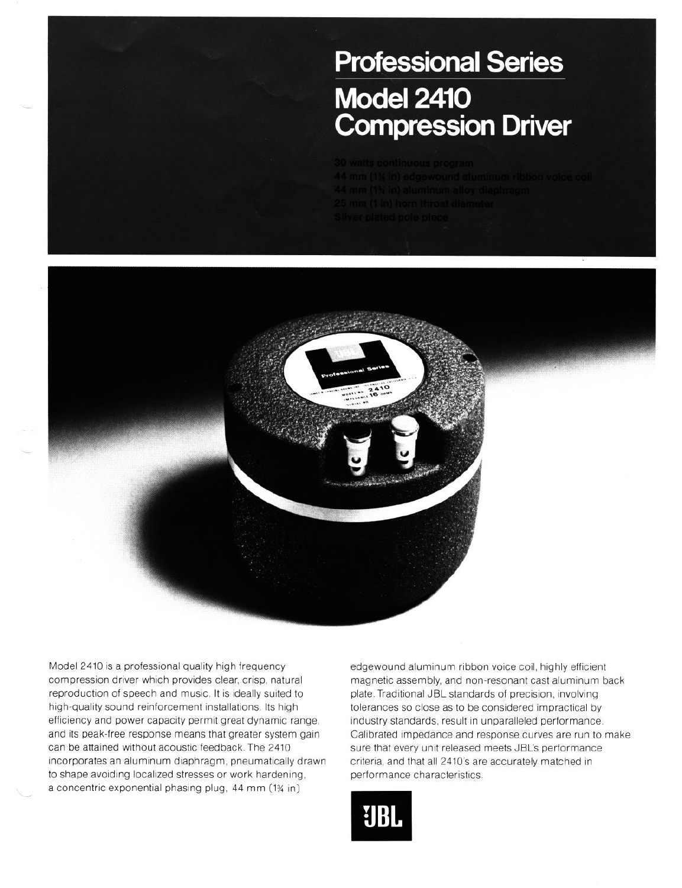# Professional Series

# Model 2410 Compression Driver

30 watts continuous program
44 mm (1¾ in) edgewound aluminum ribbon voice coil
44 mm (1¾ in) aluminum alloy diaphragm
25 mm (1 in) horn throat diameter
Silver plated pole piece

Model 2410 is a professional quality high frequency compression driver which provides clear, crisp, natural reproduction of speech and music. It is ideally suited to high-quality sound reinforcement installations. Its high efficiency and power capacity permit great dynamic range, and its peak-free response means that greater system gain can be attained without acoustic feedback. The 2410 incorporates an aluminum diaphragm, pneumatically drawn to shape avoiding localized stresses or work hardening, a concentric exponential phasing plug, 44 mm (1¾ in) edgewound aluminum ribbon voice coil, highly efficient magnetic assembly, and non-resonant cast aluminum back plate. Traditional JBL standards of precision, involving tolerances so close as to be considered impractical by industry standards, result in unparalleled performance. Calibrated impedance and response curves are run to make sure that every unit released meets JBL's performance criteria, and that all 2410's are accurately matched in performance characteristics.

JBL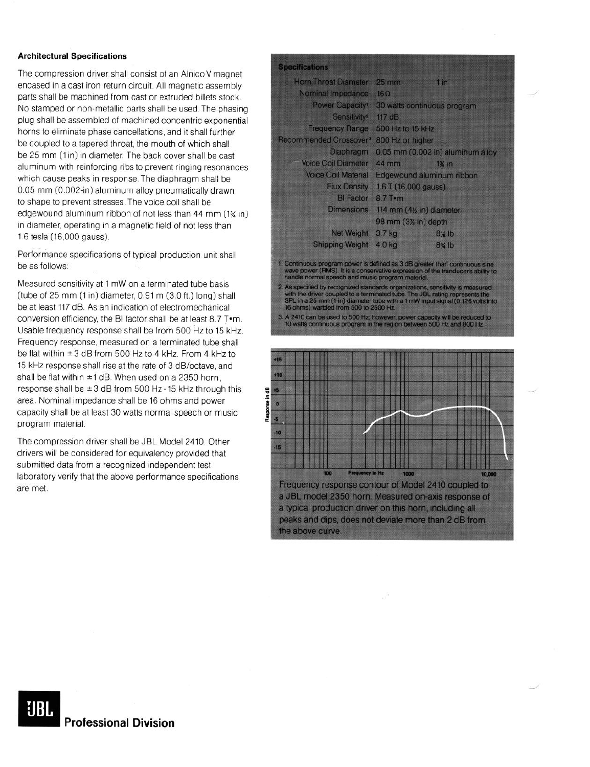## Architectural Specifications

The compression driver shall consist of an Alnico V magnet encased in a cast iron return circuit. All magnetic assembly parts shall be machined from cast or extruded billets stock. No stamped or non-metallic parts shall be used. The phasing plug shall be assembled of machined concentric exponential horns to eliminate phase cancellations, and it shall further be coupled to a tapered throat, the mouth of which shall be 25 mm (1 in) in diameter. The back cover shall be cast aluminum with reinforcing ribs to prevent ringing resonances which cause peaks in response. The diaphragm shall be 0.05 mm (0.002-in) aluminum alloy pneumatically drawn to shape to prevent stresses. The voice coil shall be edgewound aluminum ribbon of not less than 44 mm (1¾ in) in diameter, operating in a magnetic field of not less than 1.6 tesla (16,000 gauss).

Performance specifications of typical production unit shall be as follows:

Measured sensitivity at 1 mW on a terminated tube basis (tube of 25 mm (1 in) diameter, 0.91 m (3.0 ft.) long) shall be at least 117 dB. As an indication of electromechanical conversion efficiency, the Bl factor shall be at least 8.7 T•m. Usable frequency response shall be from 500 Hz to 15 kHz. Frequency response, measured on a terminated tube shall be flat within ±3 dB from 500 Hz to 4 kHz. From 4 kHz to 15 kHz response shall rise at the rate of 3 dB/octave, and shall be flat within ±1 dB. When used on a 2350 horn, response shall be ±3 dB from 500 Hz - 15 kHz through this area. Nominal impedance shall be 16 ohms and power capacity shall be at least 30 watts normal speech or music program material.

The compression driver shall be JBL Model 2410. Other drivers will be considered for equivalency provided that submitted data from a recognized independent test laboratory verify that the above performance specifications are met.

## Specifications

| | | |
|---|---|---|
| Horn Throat Diameter | 25 mm | 1 in |
| Nominal Impedance | 16 Ω | |
| Power Capacity[1] | 30 watts continuous program | |
| Sensitivity[2] | 117 dB | |
| Frequency Range | 500 Hz to 15 kHz | |
| Recommended Crossover[3] | 800 Hz or higher | |
| Diaphragm | 0.05 mm (0.002 in) aluminum alloy | |
| Voice Coil Diameter | 44 mm | 1¾ in |
| Voice Coil Material | Edgewound aluminum ribbon | |
| Flux Density | 1.6 T (16,000 gauss) | |
| Bl Factor | 8.7 T•m | |
| Dimensions | 114 mm (4½ in) diameter | |
| | 98 mm (3⅞ in) depth | |
| Net Weight | 3.7 kg | 8⅛ lb |
| Shipping Weight | 4.0 kg | 8¾ lb |

1. Continuous program power is defined as 3 dB greater than continuous sine wave power (RMS). It is a conservative expression of the transducer's ability to handle normal speech and music program material.
2. As specified by recognized standards organizations, sensitivity is measured with the driver coupled to a terminated tube. The JBL rating represents the SPL in a 25 mm (1-in) diameter tube with a 1 mW input signal (0.126 volts into 16 ohms) warbled from 500 to 2500 Hz.
3. A 2410 can be used to 500 Hz; however, power capacity will be reduced to 10 watts continuous program in the region between 500 Hz and 800 Hz.

Response in dB

+15
+10
+5
0
-5
-10
-15

100
Frequency in Hz
1000
10,000

Frequency response contour of Model 2410 coupled to a JBL model 2350 horn. Measured on-axis response of a typical production driver on this horn, including all peaks and dips, does not deviate more than 2 dB from the above curve.

**JBL Professional Division**